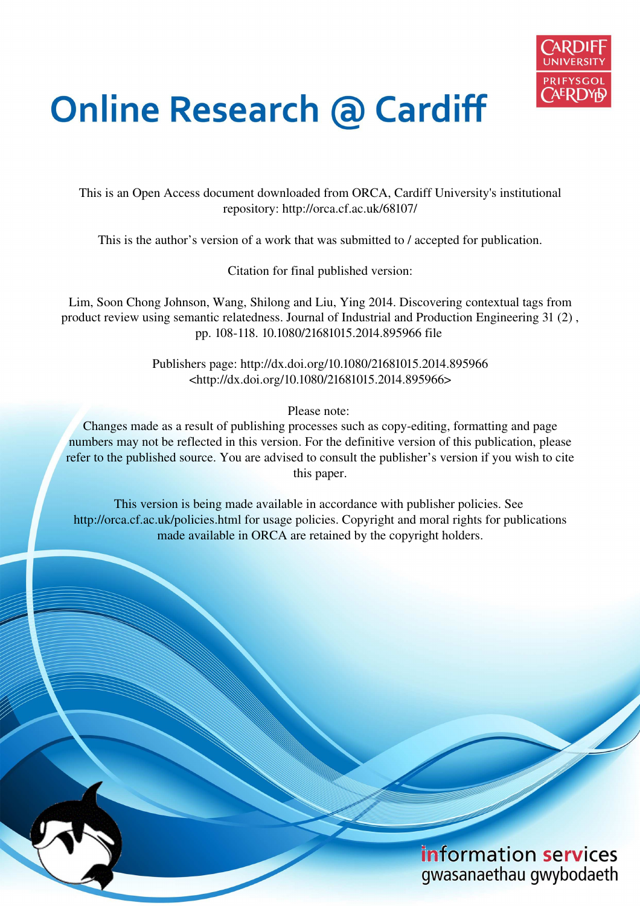# Online Research @ Cardiff

This is an Open Access document downloaded from ORCA, Cardiff University's institutional repository: http://orca.cf.ac.uk/68107/

This is the author's version of a work that was submitted to / accepted for publication.

Citation for final published version:

Lim, Soon Chong Johnson, Wang, Shilong and Liu, Ying 2014. Discovering contextual tags from product review using semantic relatedness. Journal of Industrial and Production Engineering 31 (2) , pp. 108-118. 10.1080/21681015.2014.895966 file

Publishers page: http://dx.doi.org/10.1080/21681015.2014.895966 <http://dx.doi.org/10.1080/21681015.2014.895966>

Please note:
Changes made as a result of publishing processes such as copy-editing, formatting and page numbers may not be reflected in this version. For the definitive version of this publication, please refer to the published source. You are advised to consult the publisher's version if you wish to cite this paper.

This version is being made available in accordance with publisher policies. See http://orca.cf.ac.uk/policies.html for usage policies. Copyright and moral rights for publications made available in ORCA are retained by the copyright holders.

information services
gwasanaethau gwybodaeth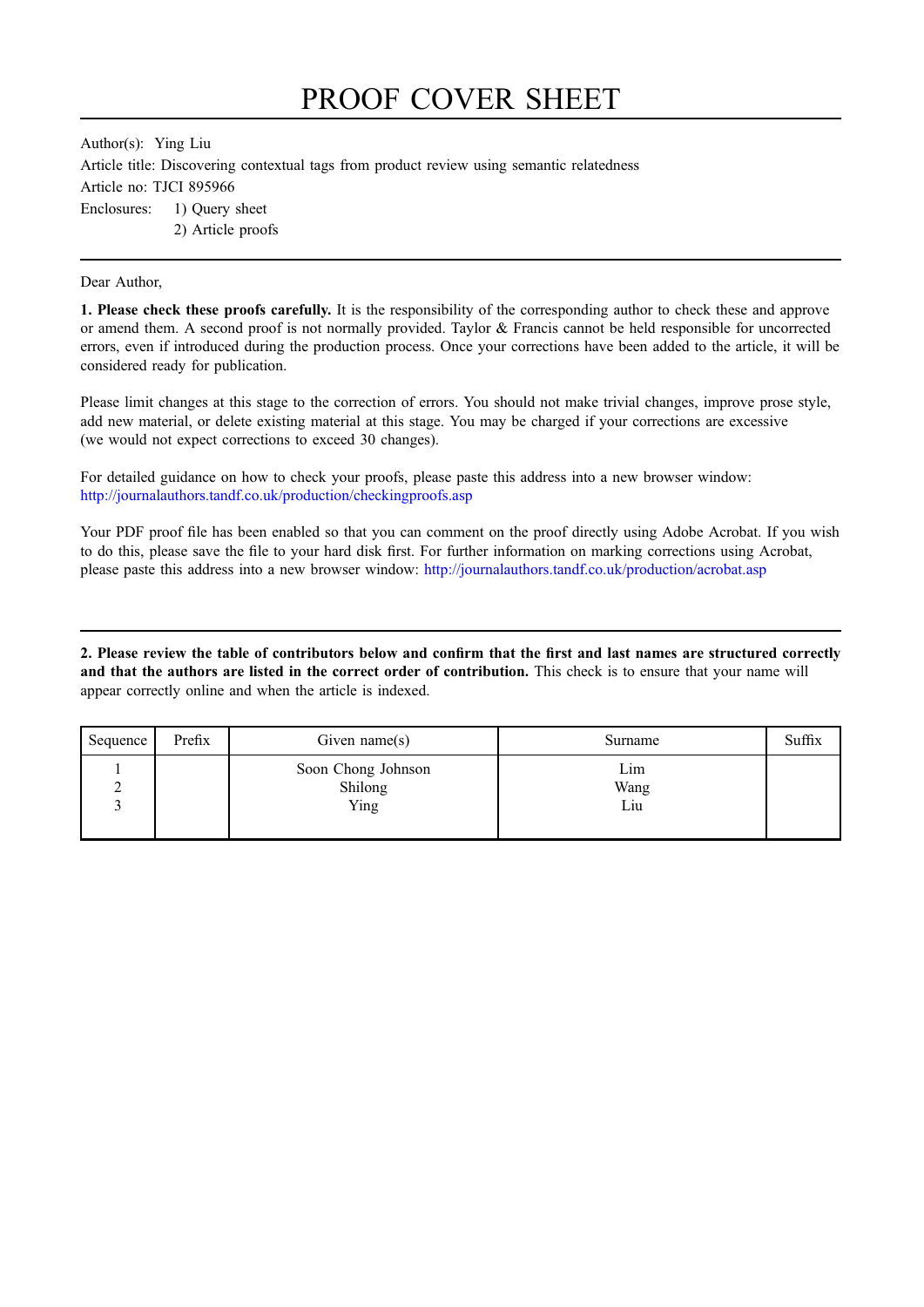# PROOF COVER SHEET

Author(s): Ying Liu

Article title: Discovering contextual tags from product review using semantic relatedness

Article no: TJCI 895966

Enclosures: 1) Query sheet
2) Article proofs

---

Dear Author,

**1. Please check these proofs carefully.** It is the responsibility of the corresponding author to check these and approve or amend them. A second proof is not normally provided. Taylor & Francis cannot be held responsible for uncorrected errors, even if introduced during the production process. Once your corrections have been added to the article, it will be considered ready for publication.

Please limit changes at this stage to the correction of errors. You should not make trivial changes, improve prose style, add new material, or delete existing material at this stage. You may be charged if your corrections are excessive (we would not expect corrections to exceed 30 changes).

For detailed guidance on how to check your proofs, please paste this address into a new browser window: http://journalauthors.tandf.co.uk/production/checkingproofs.asp

Your PDF proof file has been enabled so that you can comment on the proof directly using Adobe Acrobat. If you wish to do this, please save the file to your hard disk first. For further information on marking corrections using Acrobat, please paste this address into a new browser window: http://journalauthors.tandf.co.uk/production/acrobat.asp

---

**2. Please review the table of contributors below and confirm that the first and last names are structured correctly and that the authors are listed in the correct order of contribution.** This check is to ensure that your name will appear correctly online and when the article is indexed.

| Sequence | Prefix | Given name(s) | Surname | Suffix |
|---|---|---|---|---|
| 1 | | Soon Chong Johnson | Lim | |
| 2 | | Shilong | Wang | |
| 3 | | Ying | Liu | |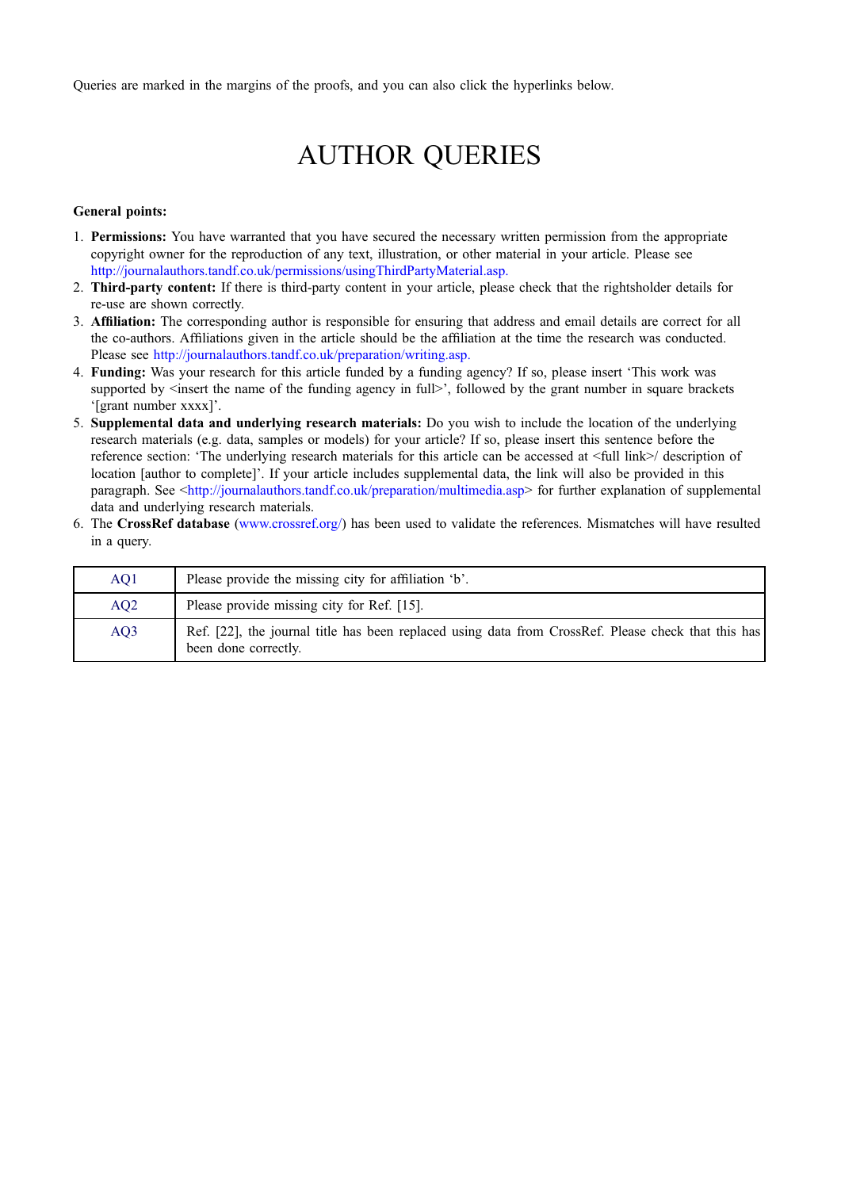Queries are marked in the margins of the proofs, and you can also click the hyperlinks below.

# AUTHOR QUERIES

**General points:**

1. **Permissions:** You have warranted that you have secured the necessary written permission from the appropriate copyright owner for the reproduction of any text, illustration, or other material in your article. Please see http://journalauthors.tandf.co.uk/permissions/usingThirdPartyMaterial.asp.
2. **Third-party content:** If there is third-party content in your article, please check that the rightsholder details for re-use are shown correctly.
3. **Affiliation:** The corresponding author is responsible for ensuring that address and email details are correct for all the co-authors. Affiliations given in the article should be the affiliation at the time the research was conducted. Please see http://journalauthors.tandf.co.uk/preparation/writing.asp.
4. **Funding:** Was your research for this article funded by a funding agency? If so, please insert 'This work was supported by <insert the name of the funding agency in full>', followed by the grant number in square brackets '[grant number xxxx]'.
5. **Supplemental data and underlying research materials:** Do you wish to include the location of the underlying research materials (e.g. data, samples or models) for your article? If so, please insert this sentence before the reference section: 'The underlying research materials for this article can be accessed at <full link>/ description of location [author to complete]'. If your article includes supplemental data, the link will also be provided in this paragraph. See <http://journalauthors.tandf.co.uk/preparation/multimedia.asp> for further explanation of supplemental data and underlying research materials.
6. The **CrossRef database** (www.crossref.org/) has been used to validate the references. Mismatches will have resulted in a query.

| | |
|---|---|
| AQ1 | Please provide the missing city for affiliation 'b'. |
| AQ2 | Please provide missing city for Ref. [15]. |
| AQ3 | Ref. [22], the journal title has been replaced using data from CrossRef. Please check that this has been done correctly. |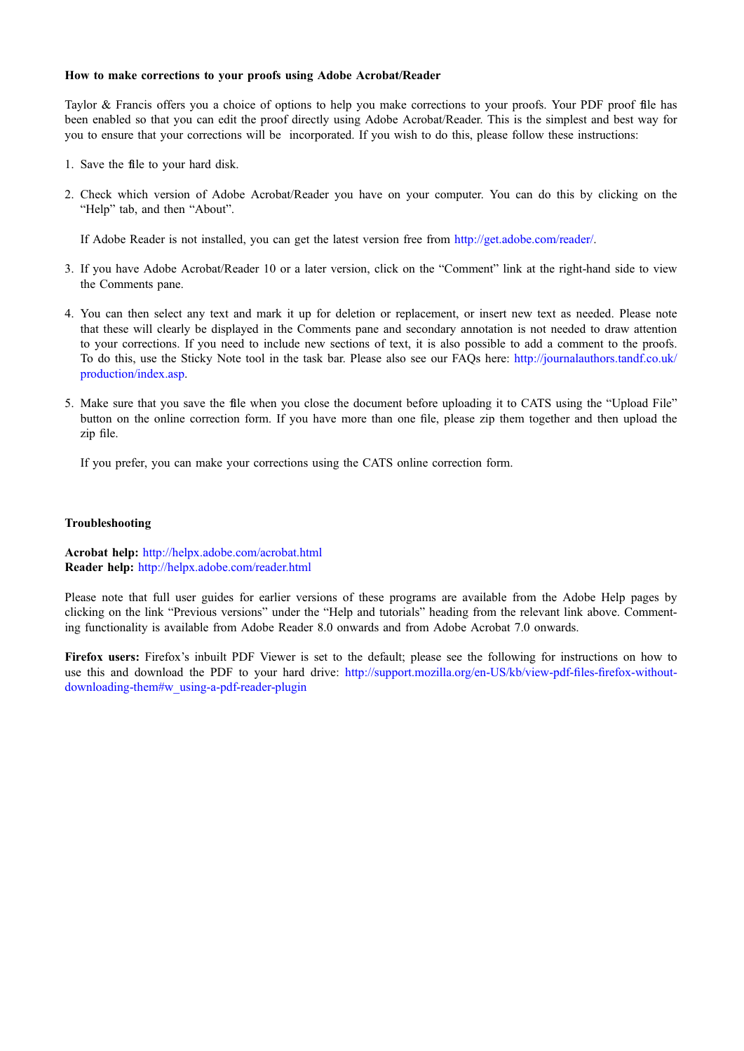**How to make corrections to your proofs using Adobe Acrobat/Reader**

Taylor & Francis offers you a choice of options to help you make corrections to your proofs. Your PDF proof file has been enabled so that you can edit the proof directly using Adobe Acrobat/Reader. This is the simplest and best way for you to ensure that your corrections will be incorporated. If you wish to do this, please follow these instructions:

1. Save the file to your hard disk.

2. Check which version of Adobe Acrobat/Reader you have on your computer. You can do this by clicking on the "Help" tab, and then "About".

   If Adobe Reader is not installed, you can get the latest version free from http://get.adobe.com/reader/.

3. If you have Adobe Acrobat/Reader 10 or a later version, click on the "Comment" link at the right-hand side to view the Comments pane.

4. You can then select any text and mark it up for deletion or replacement, or insert new text as needed. Please note that these will clearly be displayed in the Comments pane and secondary annotation is not needed to draw attention to your corrections. If you need to include new sections of text, it is also possible to add a comment to the proofs. To do this, use the Sticky Note tool in the task bar. Please also see our FAQs here: http://journalauthors.tandf.co.uk/production/index.asp.

5. Make sure that you save the file when you close the document before uploading it to CATS using the "Upload File" button on the online correction form. If you have more than one file, please zip them together and then upload the zip file.

   If you prefer, you can make your corrections using the CATS online correction form.

**Troubleshooting**

**Acrobat help:** http://helpx.adobe.com/acrobat.html
**Reader help:** http://helpx.adobe.com/reader.html

Please note that full user guides for earlier versions of these programs are available from the Adobe Help pages by clicking on the link "Previous versions" under the "Help and tutorials" heading from the relevant link above. Commenting functionality is available from Adobe Reader 8.0 onwards and from Adobe Acrobat 7.0 onwards.

**Firefox users:** Firefox's inbuilt PDF Viewer is set to the default; please see the following for instructions on how to use this and download the PDF to your hard drive: http://support.mozilla.org/en-US/kb/view-pdf-files-firefox-without-downloading-them#w_using-a-pdf-reader-plugin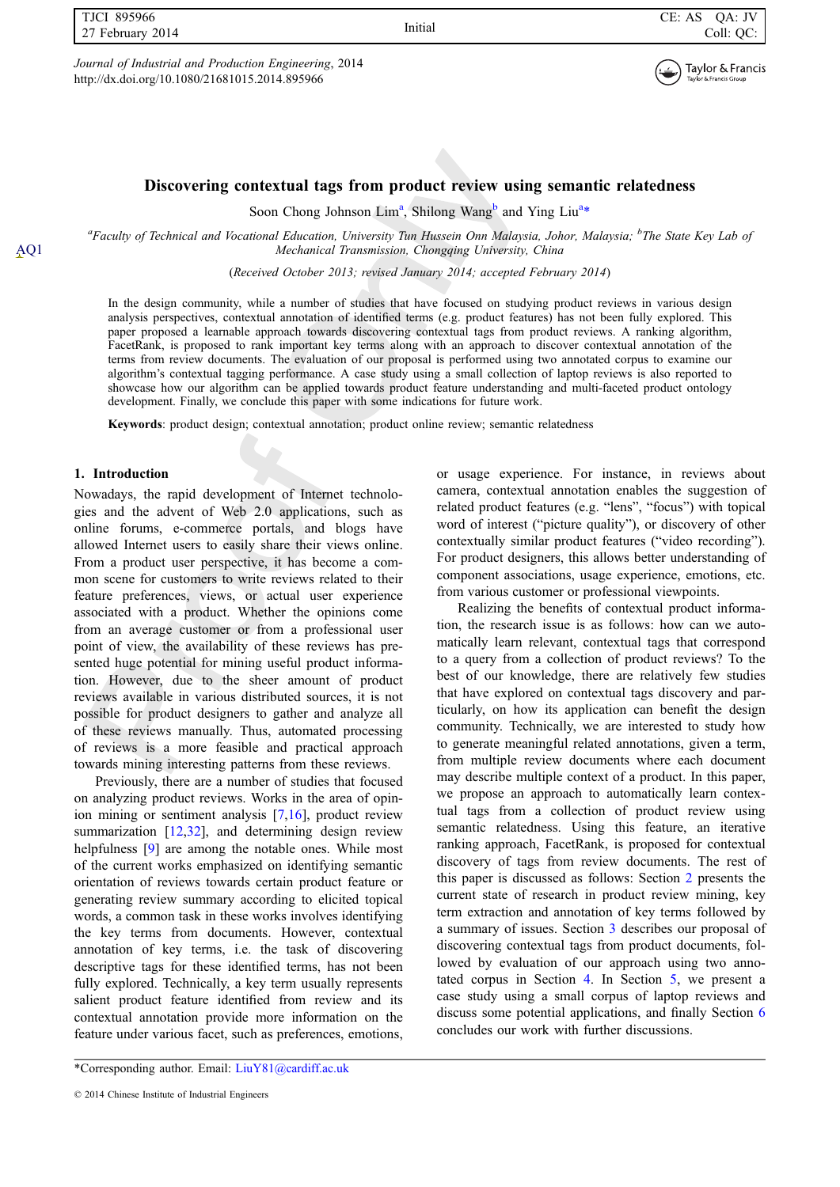# Discovering contextual tags from product review using semantic relatedness

Soon Chong Johnson Lim[a], Shilong Wang[b] and Ying Liu[a]*

[a]*Faculty of Technical and Vocational Education, University Tun Hussein Onn Malaysia, Johor, Malaysia;* [b]*The State Key Lab of Mechanical Transmission, Chongqing University, China*

(*Received October 2013; revised January 2014; accepted February 2014*)

In the design community, while a number of studies that have focused on studying product reviews in various design analysis perspectives, contextual annotation of identified terms (e.g. product features) has not been fully explored. This paper proposed a learnable approach towards discovering contextual tags from product reviews. A ranking algorithm, FacetRank, is proposed to rank important key terms along with an approach to discover contextual annotation of the terms from review documents. The evaluation of our proposal is performed using two annotated corpus to examine our algorithm's contextual tagging performance. A case study using a small collection of laptop reviews is also reported to showcase how our algorithm can be applied towards product feature understanding and multi-faceted product ontology development. Finally, we conclude this paper with some indications for future work.

**Keywords**: product design; contextual annotation; product online review; semantic relatedness

## 1. Introduction

Nowadays, the rapid development of Internet technologies and the advent of Web 2.0 applications, such as online forums, e-commerce portals, and blogs have allowed Internet users to easily share their views online. From a product user perspective, it has become a common scene for customers to write reviews related to their feature preferences, views, or actual user experience associated with a product. Whether the opinions come from an average customer or from a professional user point of view, the availability of these reviews has presented huge potential for mining useful product information. However, due to the sheer amount of product reviews available in various distributed sources, it is not possible for product designers to gather and analyze all of these reviews manually. Thus, automated processing of reviews is a more feasible and practical approach towards mining interesting patterns from these reviews.

Previously, there are a number of studies that focused on analyzing product reviews. Works in the area of opinion mining or sentiment analysis [7,16], product review summarization [12,32], and determining design review helpfulness [9] are among the notable ones. While most of the current works emphasized on identifying semantic orientation of reviews towards certain product feature or generating review summary according to elicited topical words, a common task in these works involves identifying the key terms from documents. However, contextual annotation of key terms, i.e. the task of discovering descriptive tags for these identified terms, has not been fully explored. Technically, a key term usually represents salient product feature identified from review and its contextual annotation provide more information on the feature under various facet, such as preferences, emotions, or usage experience. For instance, in reviews about camera, contextual annotation enables the suggestion of related product features (e.g. "lens", "focus") with topical word of interest ("picture quality"), or discovery of other contextually similar product features ("video recording"). For product designers, this allows better understanding of component associations, usage experience, emotions, etc. from various customer or professional viewpoints.

Realizing the benefits of contextual product information, the research issue is as follows: how can we automatically learn relevant, contextual tags that correspond to a query from a collection of product reviews? To the best of our knowledge, there are relatively few studies that have explored on contextual tags discovery and particularly, on how its application can benefit the design community. Technically, we are interested to study how to generate meaningful related annotations, given a term, from multiple review documents where each document may describe multiple context of a product. In this paper, we propose an approach to automatically learn contextual tags from a collection of product review using semantic relatedness. Using this feature, an iterative ranking approach, FacetRank, is proposed for contextual discovery of tags from review documents. The rest of this paper is discussed as follows: Section 2 presents the current state of research in product review mining, key term extraction and annotation of key terms followed by a summary of issues. Section 3 describes our proposal of discovering contextual tags from product documents, followed by evaluation of our approach using two annotated corpus in Section 4. In Section 5, we present a case study using a small corpus of laptop reviews and discuss some potential applications, and finally Section 6 concludes our work with further discussions.

*Corresponding author. Email: LiuY81@cardiff.ac.uk

© 2014 Chinese Institute of Industrial Engineers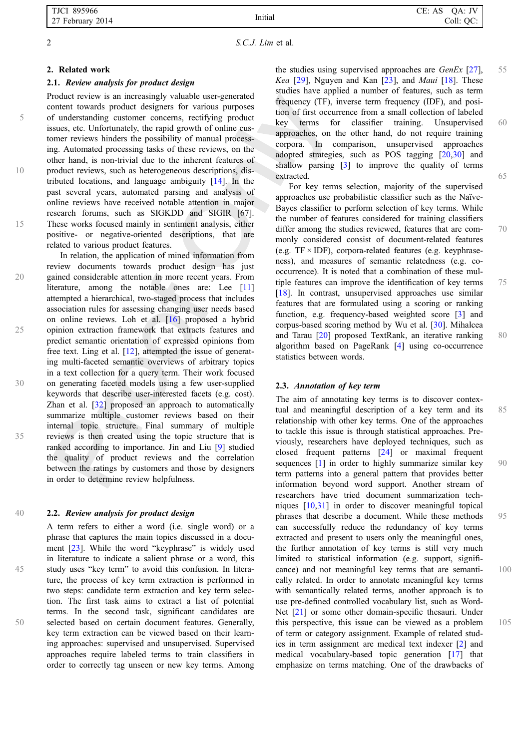## 2. Related work

### 2.1. *Review analysis for product design*

Product review is an increasingly valuable user-generated content towards product designers for various purposes of understanding customer concerns, rectifying product issues, etc. Unfortunately, the rapid growth of online customer reviews hinders the possibility of manual processing. Automated processing tasks of these reviews, on the other hand, is non-trivial due to the inherent features of product reviews, such as heterogeneous descriptions, distributed locations, and language ambiguity [14]. In the past several years, automated parsing and analysis of online reviews have received notable attention in major research forums, such as SIGKDD and SIGIR [67]. These works focused mainly in sentiment analysis, either positive- or negative-oriented descriptions, that are related to various product features.

In relation, the application of mined information from review documents towards product design has just gained considerable attention in more recent years. From literature, among the notable ones are: Lee [11] attempted a hierarchical, two-staged process that includes association rules for assessing changing user needs based on online reviews. Loh et al. [16] proposed a hybrid opinion extraction framework that extracts features and predict semantic orientation of expressed opinions from free text. Ling et al. [12], attempted the issue of generating multi-faceted semantic overviews of arbitrary topics in a text collection for a query term. Their work focused on generating faceted models using a few user-supplied keywords that describe user-interested facets (e.g. cost). Zhan et al. [32] proposed an approach to automatically summarize multiple customer reviews based on their internal topic structure. Final summary of multiple reviews is then created using the topic structure that is ranked according to importance. Jin and Liu [9] studied the quality of product reviews and the correlation between the ratings by customers and those by designers in order to determine review helpfulness.

### 2.2. *Review analysis for product design*

A term refers to either a word (i.e. single word) or a phrase that captures the main topics discussed in a document [23]. While the word "keyphrase" is widely used in literature to indicate a salient phrase or a word, this study uses "key term" to avoid this confusion. In literature, the process of key term extraction is performed in two steps: candidate term extraction and key term selection. The first task aims to extract a list of potential terms. In the second task, significant candidates are selected based on certain document features. Generally, key term extraction can be viewed based on their learning approaches: supervised and unsupervised. Supervised approaches require labeled terms to train classifiers in order to correctly tag unseen or new key terms. Among the studies using supervised approaches are *GenEx* [27], *Kea* [29], Nguyen and Kan [23], and *Maui* [18]. These studies have applied a number of features, such as term frequency (TF), inverse term frequency (IDF), and position of first occurrence from a small collection of labeled key terms for classifier training. Unsupervised approaches, on the other hand, do not require training corpora. In comparison, unsupervised approaches adopted strategies, such as POS tagging [20,30] and shallow parsing [3] to improve the quality of terms extracted.

For key terms selection, majority of the supervised approaches use probabilistic classifier such as the Naïve-Bayes classifier to perform selection of key terms. While the number of features considered for training classifiers differ among the studies reviewed, features that are commonly considered consist of document-related features (e.g. TF × IDF), corpora-related features (e.g. keyphrase-ness), and measures of semantic relatedness (e.g. co-occurrence). It is noted that a combination of these multiple features can improve the identification of key terms [18]. In contrast, unsupervised approaches use similar features that are formulated using a scoring or ranking function, e.g. frequency-based weighted score [3] and corpus-based scoring method by Wu et al. [30]. Mihalcea and Tarau [20] proposed TextRank, an iterative ranking algorithm based on PageRank [4] using co-occurrence statistics between words.

### 2.3. *Annotation of key term*

The aim of annotating key terms is to discover contextual and meaningful description of a key term and its relationship with other key terms. One of the approaches to tackle this issue is through statistical approaches. Previously, researchers have deployed techniques, such as closed frequent patterns [24] or maximal frequent sequences [1] in order to highly summarize similar key term patterns into a general pattern that provides better information beyond word support. Another stream of researchers have tried document summarization techniques [10,31] in order to discover meaningful topical phrases that describe a document. While these methods can successfully reduce the redundancy of key terms extracted and present to users only the meaningful ones, the further annotation of key terms is still very much limited to statistical information (e.g. support, significance) and not meaningful key terms that are semantically related. In order to annotate meaningful key terms with semantically related terms, another approach is to use pre-defined controlled vocabulary list, such as WordNet [21] or some other domain-specific thesauri. Under this perspective, this issue can be viewed as a problem of term or category assignment. Example of related studies in term assignment are medical text indexer [2] and medical vocabulary-based topic generation [17] that emphasize on terms matching. One of the drawbacks of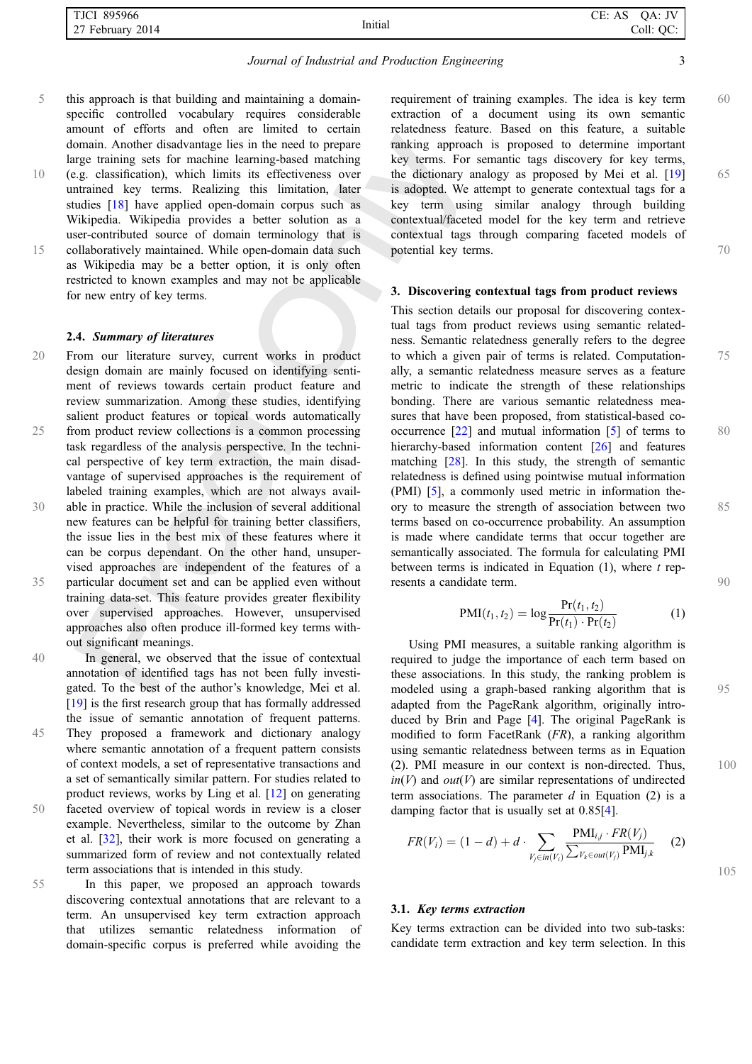this approach is that building and maintaining a domain-specific controlled vocabulary requires considerable amount of efforts and often are limited to certain domain. Another disadvantage lies in the need to prepare large training sets for machine learning-based matching (e.g. classification), which limits its effectiveness over untrained key terms. Realizing this limitation, later studies [18] have applied open-domain corpus such as Wikipedia. Wikipedia provides a better solution as a user-contributed source of domain terminology that is collaboratively maintained. While open-domain data such as Wikipedia may be a better option, it is only often restricted to known examples and may not be applicable for new entry of key terms.

### 2.4. *Summary of literatures*

From our literature survey, current works in product design domain are mainly focused on identifying sentiment of reviews towards certain product feature and review summarization. Among these studies, identifying salient product features or topical words automatically from product review collections is a common processing task regardless of the analysis perspective. In the technical perspective of key term extraction, the main disadvantage of supervised approaches is the requirement of labeled training examples, which are not always available in practice. While the inclusion of several additional new features can be helpful for training better classifiers, the issue lies in the best mix of these features where it can be corpus dependant. On the other hand, unsupervised approaches are independent of the features of a particular document set and can be applied even without training data-set. This feature provides greater flexibility over supervised approaches. However, unsupervised approaches also often produce ill-formed key terms without significant meanings.

In general, we observed that the issue of contextual annotation of identified tags has not been fully investigated. To the best of the author's knowledge, Mei et al. [19] is the first research group that has formally addressed the issue of semantic annotation of frequent patterns. They proposed a framework and dictionary analogy where semantic annotation of a frequent pattern consists of context models, a set of representative transactions and a set of semantically similar pattern. For studies related to product reviews, works by Ling et al. [12] on generating faceted overview of topical words in review is a closer example. Nevertheless, similar to the outcome by Zhan et al. [32], their work is more focused on generating a summarized form of review and not contextually related term associations that is intended in this study.

In this paper, we proposed an approach towards discovering contextual annotations that are relevant to a term. An unsupervised key term extraction approach that utilizes semantic relatedness information of domain-specific corpus is preferred while avoiding the requirement of training examples. The idea is key term extraction of a document using its own semantic relatedness feature. Based on this feature, a suitable ranking approach is proposed to determine important key terms. For semantic tags discovery for key terms, the dictionary analogy as proposed by Mei et al. [19] is adopted. We attempt to generate contextual tags for a key term using similar analogy through building contextual/faceted model for the key term and retrieve contextual tags through comparing faceted models of potential key terms.

## 3. Discovering contextual tags from product reviews

This section details our proposal for discovering contextual tags from product reviews using semantic relatedness. Semantic relatedness generally refers to the degree to which a given pair of terms is related. Computationally, a semantic relatedness measure serves as a feature metric to indicate the strength of these relationships bonding. There are various semantic relatedness measures that have been proposed, from statistical-based co-occurrence [22] and mutual information [5] of terms to hierarchy-based information content [26] and features matching [28]. In this study, the strength of semantic relatedness is defined using pointwise mutual information (PMI) [5], a commonly used metric in information theory to measure the strength of association between two terms based on co-occurrence probability. An assumption is made where candidate terms that occur together are semantically associated. The formula for calculating PMI between terms is indicated in Equation (1), where $t$ represents a candidate term.

$$\mathrm{PMI}(t_1, t_2) = \log \frac{\Pr(t_1, t_2)}{\Pr(t_1) \cdot \Pr(t_2)} \tag{1}$$

Using PMI measures, a suitable ranking algorithm is required to judge the importance of each term based on these associations. In this study, the ranking problem is modeled using a graph-based ranking algorithm that is adapted from the PageRank algorithm, originally introduced by Brin and Page [4]. The original PageRank is modified to form FacetRank (*FR*), a ranking algorithm using semantic relatedness between terms as in Equation (2). PMI measure in our context is non-directed. Thus, $in(V)$ and $out(V)$ are similar representations of undirected term associations. The parameter $d$ in Equation (2) is a damping factor that is usually set at 0.85[4].

$$FR(V_i) = (1 - d) + d \cdot \sum_{V_j \in in(V_i)} \frac{\mathrm{PMI}_{i,j} \cdot FR(V_j)}{\sum_{V_k \in out(V_j)} \mathrm{PMI}_{j,k}} \tag{2}$$

### 3.1. *Key terms extraction*

Key terms extraction can be divided into two sub-tasks: candidate term extraction and key term selection. In this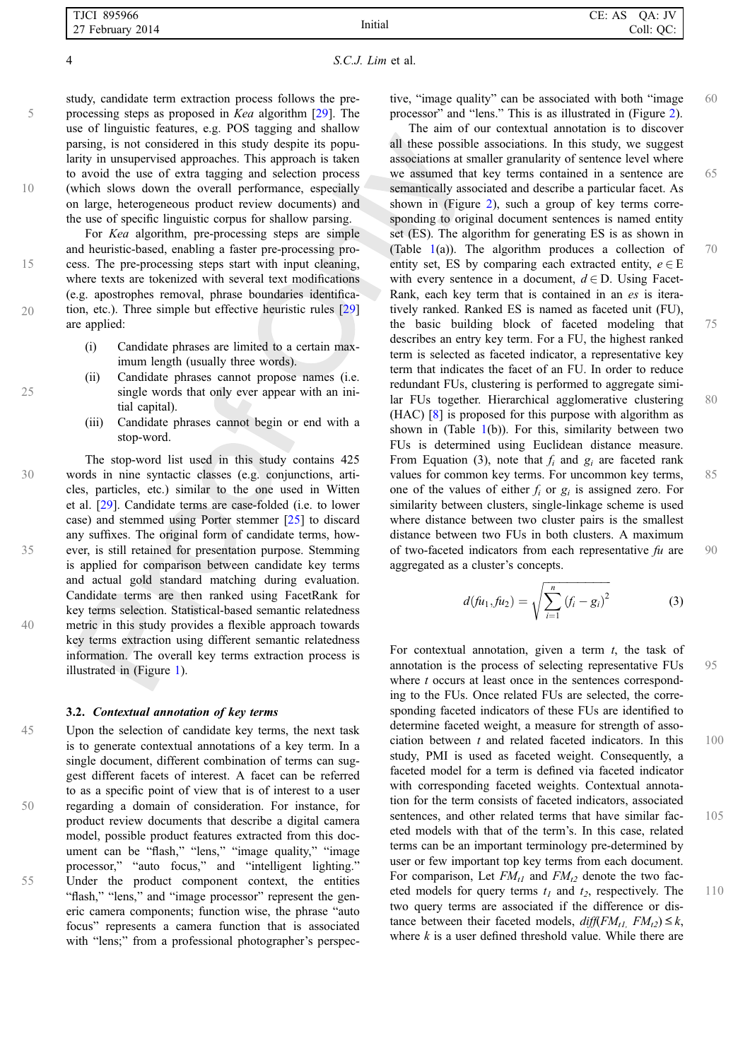study, candidate term extraction process follows the pre-processing steps as proposed in *Kea* algorithm [29]. The use of linguistic features, e.g. POS tagging and shallow parsing, is not considered in this study despite its popularity in unsupervised approaches. This approach is taken to avoid the use of extra tagging and selection process (which slows down the overall performance, especially on large, heterogeneous product review documents) and the use of specific linguistic corpus for shallow parsing.

For *Kea* algorithm, pre-processing steps are simple and heuristic-based, enabling a faster pre-processing process. The pre-processing steps start with input cleaning, where texts are tokenized with several text modifications (e.g. apostrophes removal, phrase boundaries identification, etc.). Three simple but effective heuristic rules [29] are applied:

- (i) Candidate phrases are limited to a certain maximum length (usually three words).
- (ii) Candidate phrases cannot propose names (i.e. single words that only ever appear with an initial capital).
- (iii) Candidate phrases cannot begin or end with a stop-word.

The stop-word list used in this study contains 425 words in nine syntactic classes (e.g. conjunctions, articles, particles, etc.) similar to the one used in Witten et al. [29]. Candidate terms are case-folded (i.e. to lower case) and stemmed using Porter stemmer [25] to discard any suffixes. The original form of candidate terms, however, is still retained for presentation purpose. Stemming is applied for comparison between candidate key terms and actual gold standard matching during evaluation. Candidate terms are then ranked using FacetRank for key terms selection. Statistical-based semantic relatedness metric in this study provides a flexible approach towards key terms extraction using different semantic relatedness information. The overall key terms extraction process is illustrated in (Figure 1).

### 3.2. *Contextual annotation of key terms*

Upon the selection of candidate key terms, the next task is to generate contextual annotations of a key term. In a single document, different combination of terms can suggest different facets of interest. A facet can be referred to as a specific point of view that is of interest to a user regarding a domain of consideration. For instance, for product review documents that describe a digital camera model, possible product features extracted from this document can be "flash," "lens," "image quality," "image processor," "auto focus," and "intelligent lighting." Under the product component context, the entities "flash," "lens," and "image processor" represent the generic camera components; function wise, the phrase "auto focus" represents a camera function that is associated with "lens;" from a professional photographer's perspective, "image quality" can be associated with both "image processor" and "lens." This is as illustrated in (Figure 2).

The aim of our contextual annotation is to discover all these possible associations. In this study, we suggest associations at smaller granularity of sentence level where we assumed that key terms contained in a sentence are semantically associated and describe a particular facet. As shown in (Figure 2), such a group of key terms corresponding to original document sentences is named entity set (ES). The algorithm for generating ES is as shown in (Table 1(a)). The algorithm produces a collection of entity set, ES by comparing each extracted entity, $e \in E$ with every sentence in a document, $d \in D$. Using FacetRank, each key term that is contained in an *es* is iteratively ranked. Ranked ES is named as faceted unit (FU), the basic building block of faceted modeling that describes an entry key term. For a FU, the highest ranked term is selected as faceted indicator, a representative key term that indicates the facet of an FU. In order to reduce redundant FUs, clustering is performed to aggregate similar FUs together. Hierarchical agglomerative clustering (HAC) [8] is proposed for this purpose with algorithm as shown in (Table 1(b)). For this, similarity between two FUs is determined using Euclidean distance measure. From Equation (3), note that $f_i$ and $g_i$ are faceted rank values for common key terms. For uncommon key terms, one of the values of either $f_i$ or $g_i$ is assigned zero. For similarity between clusters, single-linkage scheme is used where distance between two cluster pairs is the smallest distance between two FUs in both clusters. A maximum of two-faceted indicators from each representative *fu* are aggregated as a cluster's concepts.

$$d(fu_1, fu_2) = \sqrt{\sum_{i=1}^{n} (f_i - g_i)^2} \tag{3}$$

For contextual annotation, given a term *t*, the task of annotation is the process of selecting representative FUs where *t* occurs at least once in the sentences corresponding to the FUs. Once related FUs are selected, the corresponding faceted indicators of these FUs are identified to determine faceted weight, a measure for strength of association between *t* and related faceted indicators. In this study, PMI is used as faceted weight. Consequently, a faceted model for a term is defined via faceted indicator with corresponding faceted weights. Contextual annotation for the term consists of faceted indicators, associated sentences, and other related terms that have similar faceted models with that of the term's. In this case, related terms can be an important terminology pre-determined by user or few important top key terms from each document. For comparison, Let $FM_{t1}$ and $FM_{t2}$ denote the two faceted models for query terms $t_1$ and $t_2$, respectively. The two query terms are associated if the difference or distance between their faceted models, $diff(FM_{t1}, FM_{t2}) \le k$, where *k* is a user defined threshold value. While there are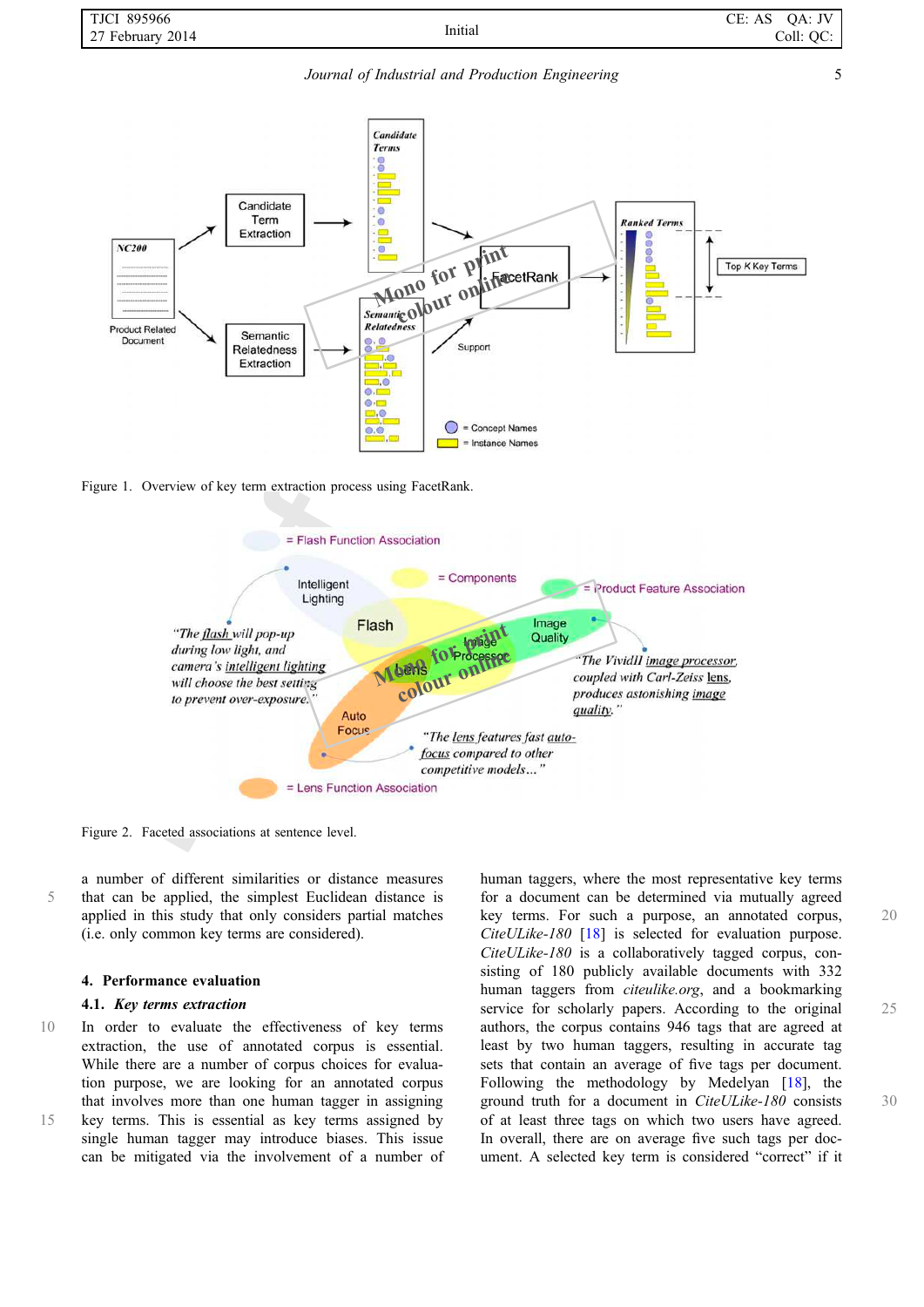Figure 1. Overview of key term extraction process using FacetRank.

Figure 2. Faceted associations at sentence level.

a number of different similarities or distance measures that can be applied, the simplest Euclidean distance is applied in this study that only considers partial matches (i.e. only common key terms are considered).

## 4. Performance evaluation

### 4.1. *Key terms extraction*

In order to evaluate the effectiveness of key terms extraction, the use of annotated corpus is essential. While there are a number of corpus choices for evaluation purpose, we are looking for an annotated corpus that involves more than one human tagger in assigning key terms. This is essential as key terms assigned by single human tagger may introduce biases. This issue can be mitigated via the involvement of a number of human taggers, where the most representative key terms for a document can be determined via mutually agreed key terms. For such a purpose, an annotated corpus, *CiteULike-180* [18] is selected for evaluation purpose. *CiteULike-180* is a collaboratively tagged corpus, consisting of 180 publicly available documents with 332 human taggers from *citeulike.org*, and a bookmarking service for scholarly papers. According to the original authors, the corpus contains 946 tags that are agreed at least by two human taggers, resulting in accurate tag sets that contain an average of five tags per document. Following the methodology by Medelyan [18], the ground truth for a document in *CiteULike-180* consists of at least three tags on which two users have agreed. In overall, there are on average five such tags per document. A selected key term is considered "correct" if it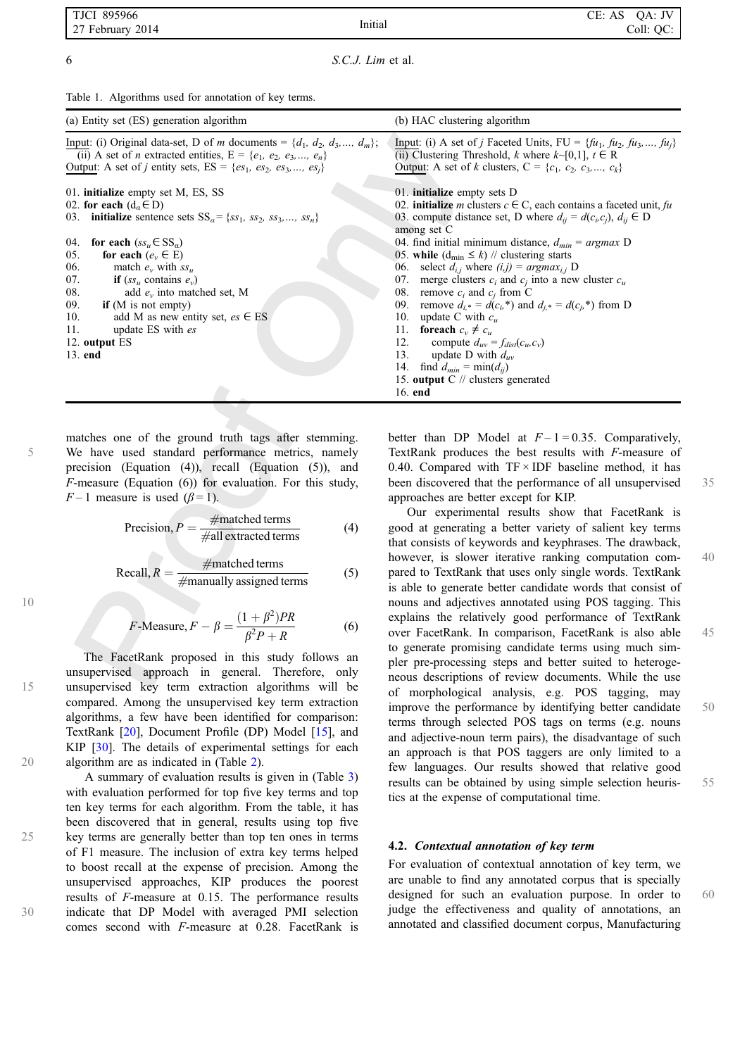Table 1. Algorithms used for annotation of key terms.

| (a) Entity set (ES) generation algorithm | (b) HAC clustering algorithm |
|---|---|
| Input: (i) Original data-set, D of $m$ documents = $\{d_1, d_2, d_3, \ldots, d_m\}$; (ii) A set of $n$ extracted entities, E = $\{e_1, e_2, e_3, \ldots, e_n\}$<br>Output: A set of $j$ entity sets, ES = $\{es_1, es_2, es_3, \ldots, es_j\}$ | Input: (i) A set of $j$ Faceted Units, FU = $\{fu_1, fu_2, fu_3, \ldots, fu_j\}$ (ii) Clustering Threshold, $k$ where $k$~[0,1], $t \in$ R<br>Output: A set of $k$ clusters, C = $\{c_1, c_2, c_3, \ldots, c_k\}$ |
| 01. **initialize** empty set M, ES, SS<br>02. **for each** ($d_\alpha \in$ D)<br>03. **initialize** sentence sets $SS_\alpha = \{ss_1, ss_2, ss_3, \ldots, ss_n\}$<br>04. **for each** ($ss_u \in SS_\alpha$)<br>05. **for each** ($e_v \in$ E)<br>06. match $e_v$ with $ss_u$<br>07. **if** ($ss_u$ contains $e_v$)<br>08. add $e_v$ into matched set, M<br>09. **if** (M is not empty)<br>10. add M as new entity set, $es \in$ ES<br>11. update ES with $es$<br>12. **output** ES<br>13. **end** | 01. **initialize** empty sets D<br>02. **initialize** $m$ clusters $c \in$ C, each contains a faceted unit, $fu$<br>03. compute distance set, D where $d_{ij} = d(c_i, c_j)$, $d_{ij} \in$ D among set C<br>04. find initial minimum distance, $d_{min}$ = *argmax* D<br>05. **while** ($d_{min} \leq k$) // clustering starts<br>06. select $d_{i,j}$ where $(i,j) = argmax_{i,j}$ D<br>07. merge clusters $c_i$ and $c_j$ into a new cluster $c_u$<br>08. remove $c_i$ and $c_j$ from C<br>09. remove $d_{i,*} = d(c_i,*)$ and $d_{j,*} = d(c_j,*)$ from D<br>10. update C with $c_u$<br>11. **foreach** $c_v \neq c_u$<br>12. compute $d_{uv} = f_{dist}(c_u, c_v)$<br>13. update D with $d_{uv}$<br>14. find $d_{min} = \min(d_{ij})$<br>15. **output** C // clusters generated<br>16. **end** |

matches one of the ground truth tags after stemming. We have used standard performance metrics, namely precision (Equation (4)), recall (Equation (5)), and $F$-measure (Equation (6)) for evaluation. For this study, $F-1$ measure is used ($\beta = 1$).

$$\text{Precision}, P = \frac{\#\text{matched terms}}{\#\text{all extracted terms}} \tag{4}$$

$$\text{Recall}, R = \frac{\#\text{matched terms}}{\#\text{manually assigned terms}} \tag{5}$$

$$F\text{-Measure}, F-\beta = \frac{(1+\beta^2)PR}{\beta^2 P + R} \tag{6}$$

The FacetRank proposed in this study follows an unsupervised approach in general. Therefore, only unsupervised key term extraction algorithms will be compared. Among the unsupervised key term extraction algorithms, a few have been identified for comparison: TextRank [20], Document Profile (DP) Model [15], and KIP [30]. The details of experimental settings for each algorithm are as indicated in (Table 2).

A summary of evaluation results is given in (Table 3) with evaluation performed for top five key terms and top ten key terms for each algorithm. From the table, it has been discovered that in general, results using top five key terms are generally better than top ten ones in terms of F1 measure. The inclusion of extra key terms helped to boost recall at the expense of precision. Among the unsupervised approaches, KIP produces the poorest results of $F$-measure at 0.15. The performance results indicate that DP Model with averaged PMI selection comes second with $F$-measure at 0.28. FacetRank is better than DP Model at $F-1 = 0.35$. Comparatively, TextRank produces the best results with $F$-measure of 0.40. Compared with TF × IDF baseline method, it has been discovered that the performance of all unsupervised approaches are better except for KIP.

Our experimental results show that FacetRank is good at generating a better variety of salient key terms that consists of keywords and keyphrases. The drawback, however, is slower iterative ranking computation compared to TextRank that uses only single words. TextRank is able to generate better candidate words that consist of nouns and adjectives annotated using POS tagging. This explains the relatively good performance of TextRank over FacetRank. In comparison, FacetRank is also able to generate promising candidate terms using much simpler pre-processing steps and better suited to heterogeneous descriptions of review documents. While the use of morphological analysis, e.g. POS tagging, may improve the performance by identifying better candidate terms through selected POS tags on terms (e.g. nouns and adjective-noun term pairs), the disadvantage of such an approach is that POS taggers are only limited to a few languages. Our results showed that relative good results can be obtained by using simple selection heuristics at the expense of computational time.

### 4.2. *Contextual annotation of key term*

For evaluation of contextual annotation of key term, we are unable to find any annotated corpus that is specially designed for such an evaluation purpose. In order to judge the effectiveness and quality of annotations, an annotated and classified document corpus, Manufacturing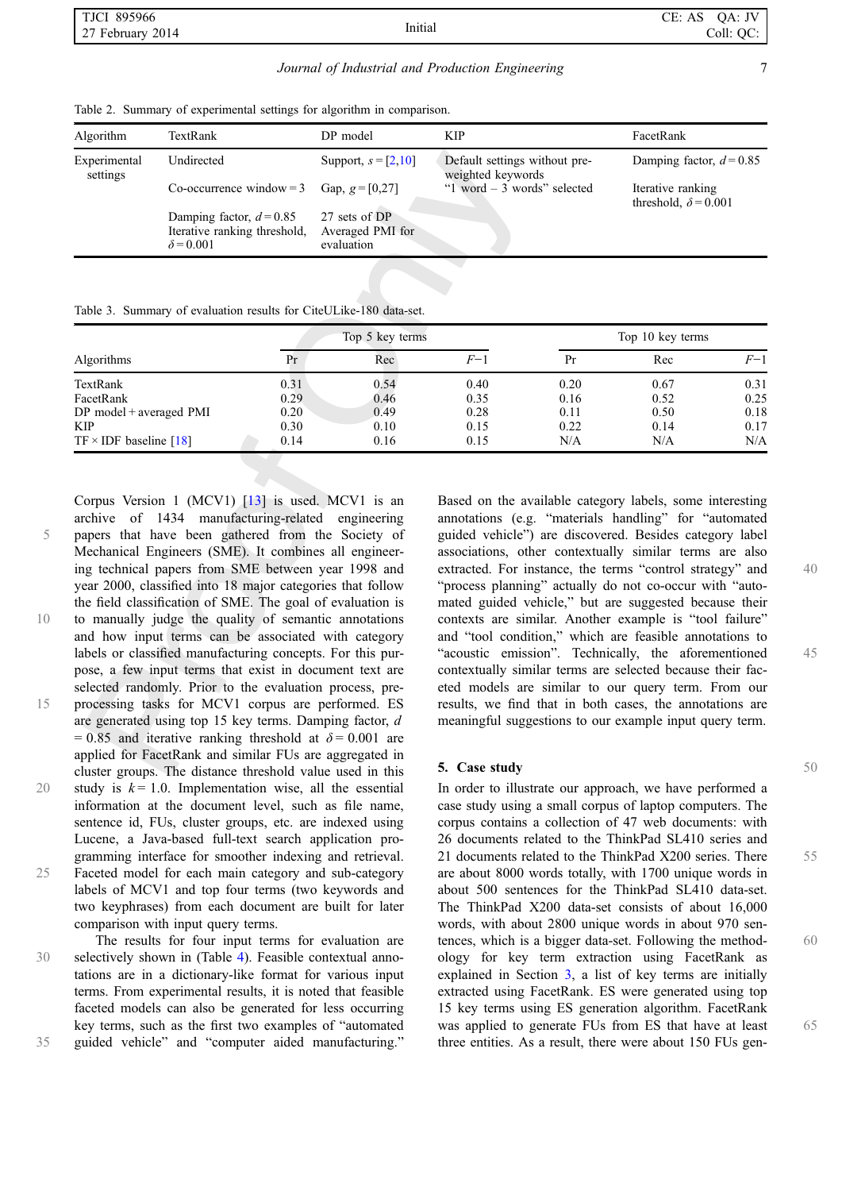Table 2. Summary of experimental settings for algorithm in comparison.

| Algorithm | TextRank | DP model | KIP | FacetRank |
|---|---|---|---|---|
| Experimental settings | Undirected | Support, $s = [2,10]$ | Default settings without pre-weighted keywords | Damping factor, $d = 0.85$ |
| | Co-occurrence window = 3 | Gap, $g = [0,27]$ | "1 word – 3 words" selected | Iterative ranking threshold, $\delta = 0.001$ |
| | Damping factor, $d = 0.85$ Iterative ranking threshold, $\delta = 0.001$ | 27 sets of DP Averaged PMI for evaluation | | |

Table 3. Summary of evaluation results for CiteULike-180 data-set.

| | Top 5 key terms | | | Top 10 key terms | | |
|---|---|---|---|---|---|---|
| Algorithms | Pr | Rec | $F$−1 | Pr | Rec | $F$−1 |
| TextRank | 0.31 | 0.54 | 0.40 | 0.20 | 0.67 | 0.31 |
| FacetRank | 0.29 | 0.46 | 0.35 | 0.16 | 0.52 | 0.25 |
| DP model + averaged PMI | 0.20 | 0.49 | 0.28 | 0.11 | 0.50 | 0.18 |
| KIP | 0.30 | 0.10 | 0.15 | 0.22 | 0.14 | 0.17 |
| TF × IDF baseline [18] | 0.14 | 0.16 | 0.15 | N/A | N/A | N/A |

Corpus Version 1 (MCV1) [13] is used. MCV1 is an archive of 1434 manufacturing-related engineering papers that have been gathered from the Society of Mechanical Engineers (SME). It combines all engineering technical papers from SME between year 1998 and year 2000, classified into 18 major categories that follow the field classification of SME. The goal of evaluation is to manually judge the quality of semantic annotations and how input terms can be associated with category labels or classified manufacturing concepts. For this purpose, a few input terms that exist in document text are selected randomly. Prior to the evaluation process, pre-processing tasks for MCV1 corpus are performed. ES are generated using top 15 key terms. Damping factor, $d = 0.85$ and iterative ranking threshold at $\delta = 0.001$ are applied for FacetRank and similar FUs are aggregated in cluster groups. The distance threshold value used in this study is $k = 1.0$. Implementation wise, all the essential information at the document level, such as file name, sentence id, FUs, cluster groups, etc. are indexed using Lucene, a Java-based full-text search application programming interface for smoother indexing and retrieval. Faceted model for each main category and sub-category labels of MCV1 and top four terms (two keywords and two keyphrases) from each document are built for later comparison with input query terms.

The results for four input terms for evaluation are selectively shown in (Table 4). Feasible contextual annotations are in a dictionary-like format for various input terms. From experimental results, it is noted that feasible faceted models can also be generated for less occurring key terms, such as the first two examples of "automated guided vehicle" and "computer aided manufacturing." Based on the available category labels, some interesting annotations (e.g. "materials handling" for "automated guided vehicle") are discovered. Besides category label associations, other contextually similar terms are also extracted. For instance, the terms "control strategy" and "process planning" actually do not co-occur with "automated guided vehicle," but are suggested because their contexts are similar. Another example is "tool failure" and "tool condition," which are feasible annotations to "acoustic emission". Technically, the aforementioned contextually similar terms are selected because their faceted models are similar to our query term. From our results, we find that in both cases, the annotations are meaningful suggestions to our example input query term.

## 5. Case study

In order to illustrate our approach, we have performed a case study using a small corpus of laptop computers. The corpus contains a collection of 47 web documents: with 26 documents related to the ThinkPad SL410 series and 21 documents related to the ThinkPad X200 series. There are about 8000 words totally, with 1700 unique words in about 500 sentences for the ThinkPad SL410 data-set. The ThinkPad X200 data-set consists of about 16,000 words, with about 2800 unique words in about 970 sentences, which is a bigger data-set. Following the methodology for key term extraction using FacetRank as explained in Section 3, a list of key terms are initially extracted using FacetRank. ES were generated using top 15 key terms using ES generation algorithm. FacetRank was applied to generate FUs from ES that have at least three entities. As a result, there were about 150 FUs gen-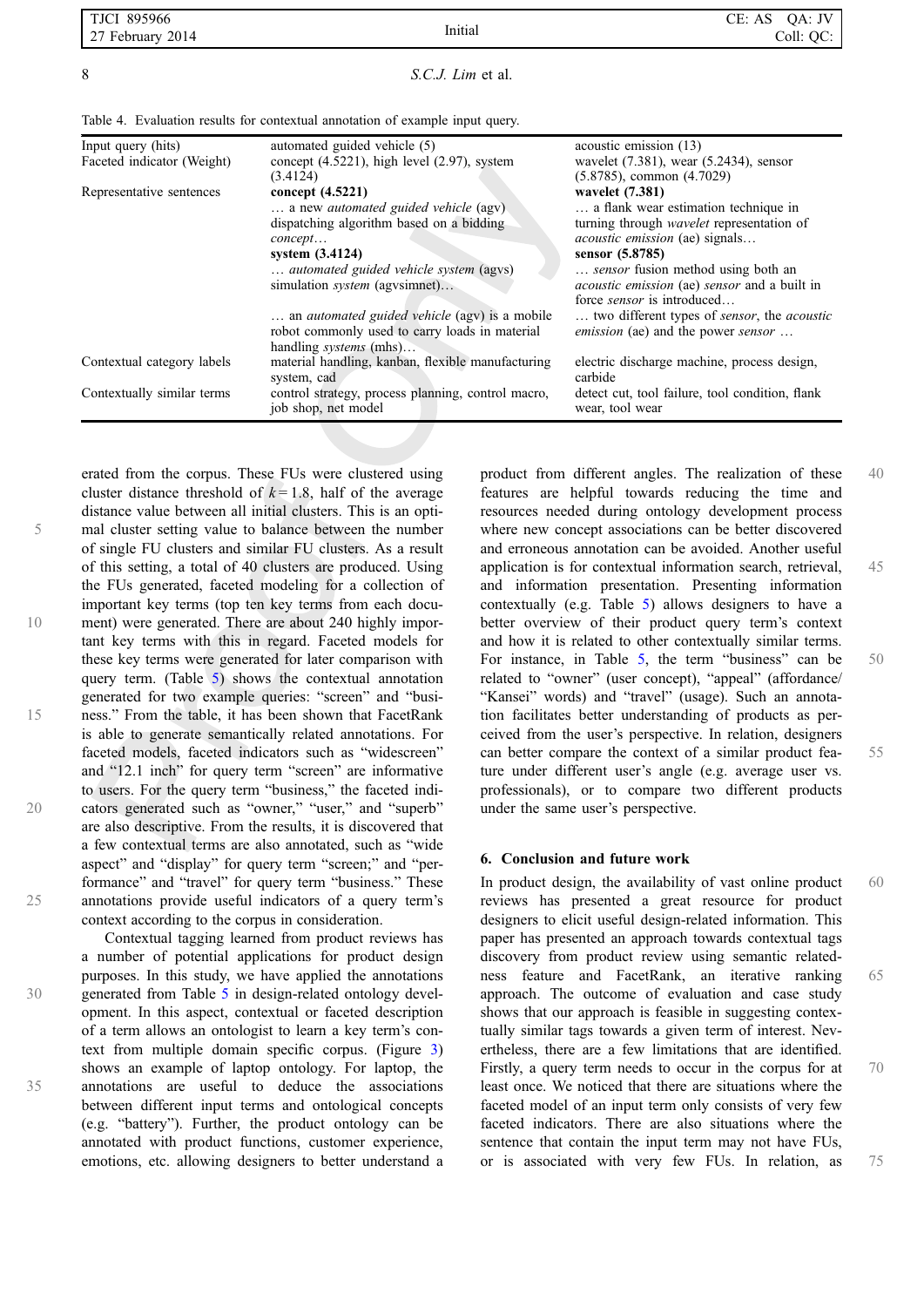Table 4. Evaluation results for contextual annotation of example input query.

| Input query (hits) | automated guided vehicle (5) | acoustic emission (13) |
|---|---|---|
| Faceted indicator (Weight) | concept (4.5221), high level (2.97), system (3.4124) | wavelet (7.381), wear (5.2434), sensor (5.8785), common (4.7029) |
| Representative sentences | **concept (4.5221)**<br>… a new *automated guided vehicle* (agv) dispatching algorithm based on a bidding *concept*…<br>**system (3.4124)**<br>… *automated guided vehicle system* (agvs) simulation *system* (agvsimnet)…<br>… an *automated guided vehicle* (agv) is a mobile robot commonly used to carry loads in material handling *systems* (mhs)… | **wavelet (7.381)**<br>… a flank wear estimation technique in turning through *wavelet* representation of *acoustic emission* (ae) signals…<br>**sensor (5.8785)**<br>… *sensor* fusion method using both an *acoustic emission* (ae) *sensor* and a built in force *sensor* is introduced…<br>… two different types of *sensor*, the *acoustic emission* (ae) and the power *sensor* … |
| Contextual category labels | material handling, kanban, flexible manufacturing system, cad | electric discharge machine, process design, carbide |
| Contextually similar terms | control strategy, process planning, control macro, job shop, net model | detect cut, tool failure, tool condition, flank wear, tool wear |

erated from the corpus. These FUs were clustered using cluster distance threshold of $k = 1.8$, half of the average distance value between all initial clusters. This is an optimal cluster setting value to balance between the number of single FU clusters and similar FU clusters. As a result of this setting, a total of 40 clusters are produced. Using the FUs generated, faceted modeling for a collection of important key terms (top ten key terms from each document) were generated. There are about 240 highly important key terms with this in regard. Faceted models for these key terms were generated for later comparison with query term. (Table 5) shows the contextual annotation generated for two example queries: "screen" and "business." From the table, it has been shown that FacetRank is able to generate semantically related annotations. For faceted models, faceted indicators such as "widescreen" and "12.1 inch" for query term "screen" are informative to users. For the query term "business," the faceted indicators generated such as "owner," "user," and "superb" are also descriptive. From the results, it is discovered that a few contextual terms are also annotated, such as "wide aspect" and "display" for query term "screen;" and "performance" and "travel" for query term "business." These annotations provide useful indicators of a query term's context according to the corpus in consideration.

Contextual tagging learned from product reviews has a number of potential applications for product design purposes. In this study, we have applied the annotations generated from Table 5 in design-related ontology development. In this aspect, contextual or faceted description of a term allows an ontologist to learn a key term's context from multiple domain specific corpus. (Figure 3) shows an example of laptop ontology. For laptop, the annotations are useful to deduce the associations between different input terms and ontological concepts (e.g. "battery"). Further, the product ontology can be annotated with product functions, customer experience, emotions, etc. allowing designers to better understand a product from different angles. The realization of these features are helpful towards reducing the time and resources needed during ontology development process where new concept associations can be better discovered and erroneous annotation can be avoided. Another useful application is for contextual information search, retrieval, and information presentation. Presenting information contextually (e.g. Table 5) allows designers to have a better overview of their product query term's context and how it is related to other contextually similar terms. For instance, in Table 5, the term "business" can be related to "owner" (user concept), "appeal" (affordance/ "Kansei" words) and "travel" (usage). Such an annotation facilitates better understanding of products as perceived from the user's perspective. In relation, designers can better compare the context of a similar product feature under different user's angle (e.g. average user vs. professionals), or to compare two different products under the same user's perspective.

## 6. Conclusion and future work

In product design, the availability of vast online product reviews has presented a great resource for product designers to elicit useful design-related information. This paper has presented an approach towards contextual tags discovery from product review using semantic relatedness feature and FacetRank, an iterative ranking approach. The outcome of evaluation and case study shows that our approach is feasible in suggesting contextually similar tags towards a given term of interest. Nevertheless, there are a few limitations that are identified. Firstly, a query term needs to occur in the corpus for at least once. We noticed that there are situations where the faceted model of an input term only consists of very few faceted indicators. There are also situations where the sentence that contain the input term may not have FUs, or is associated with very few FUs. In relation, as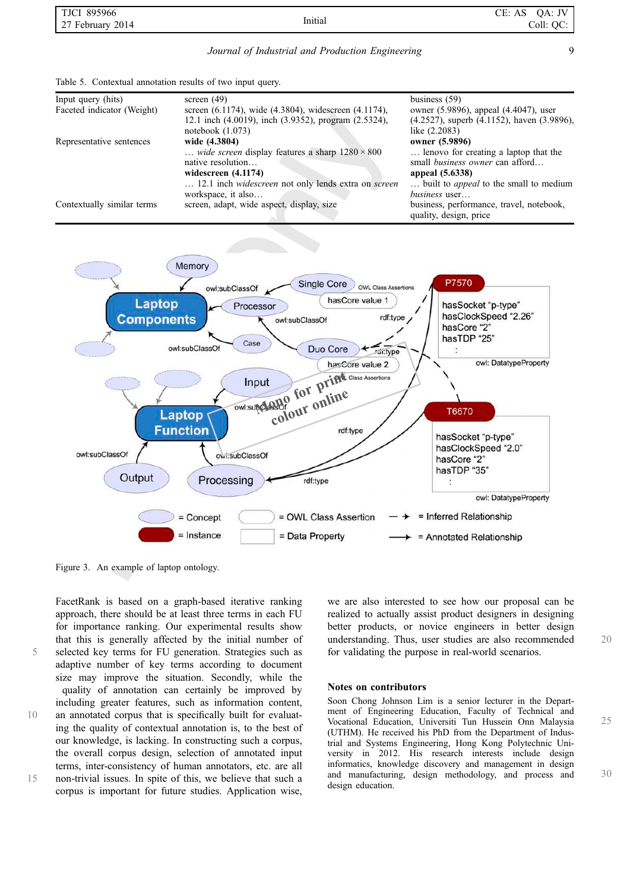Table 5. Contextual annotation results of two input query.

| | | |
|---|---|---|
| Input query (hits) | screen (49) | business (59) |
| Faceted indicator (Weight) | screen (6.1174), wide (4.3804), widescreen (4.1174), 12.1 inch (4.0019), inch (3.9352), program (2.5324), notebook (1.073) | owner (5.9896), appeal (4.4047), user (4.2527), superb (4.1152), haven (3.9896), like (2.2083) |
| Representative sentences | **wide (4.3804)** … *wide screen* display features a sharp 1280 × 800 native resolution… **widescreen (4.1174)** … 12.1 inch *widescreen* not only lends extra on *screen* workspace, it also… | **owner (5.9896)** … lenovo for creating a laptop that the small *business owner* can afford… **appeal (5.6338)** … built to *appeal* to the small to medium *business* user… |
| Contextually similar terms | screen, adapt, wide aspect, display, size | business, performance, travel, notebook, quality, design, price |

Figure 3. An example of laptop ontology.

FacetRank is based on a graph-based iterative ranking approach, there should be at least three terms in each FU for importance ranking. Our experimental results show that this is generally affected by the initial number of selected key terms for FU generation. Strategies such as adaptive number of key terms according to document size may improve the situation. Secondly, while the quality of annotation can certainly be improved by including greater features, such as information content, an annotated corpus that is specifically built for evaluating the quality of contextual annotation is, to the best of our knowledge, is lacking. In constructing such a corpus, the overall corpus design, selection of annotated input terms, inter-consistency of human annotators, etc. are all non-trivial issues. In spite of this, we believe that such a corpus is important for future studies. Application wise, we are also interested to see how our proposal can be realized to actually assist product designers in designing better products, or novice engineers in better design understanding. Thus, user studies are also recommended for validating the purpose in real-world scenarios.

## Notes on contributors

Soon Chong Johnson Lim is a senior lecturer in the Department of Engineering Education, Faculty of Technical and Vocational Education, Universiti Tun Hussein Onn Malaysia (UTHM). He received his PhD from the Department of Industrial and Systems Engineering, Hong Kong Polytechnic University in 2012. His research interests include design informatics, knowledge discovery and management in design and manufacturing, design methodology, and process and design education.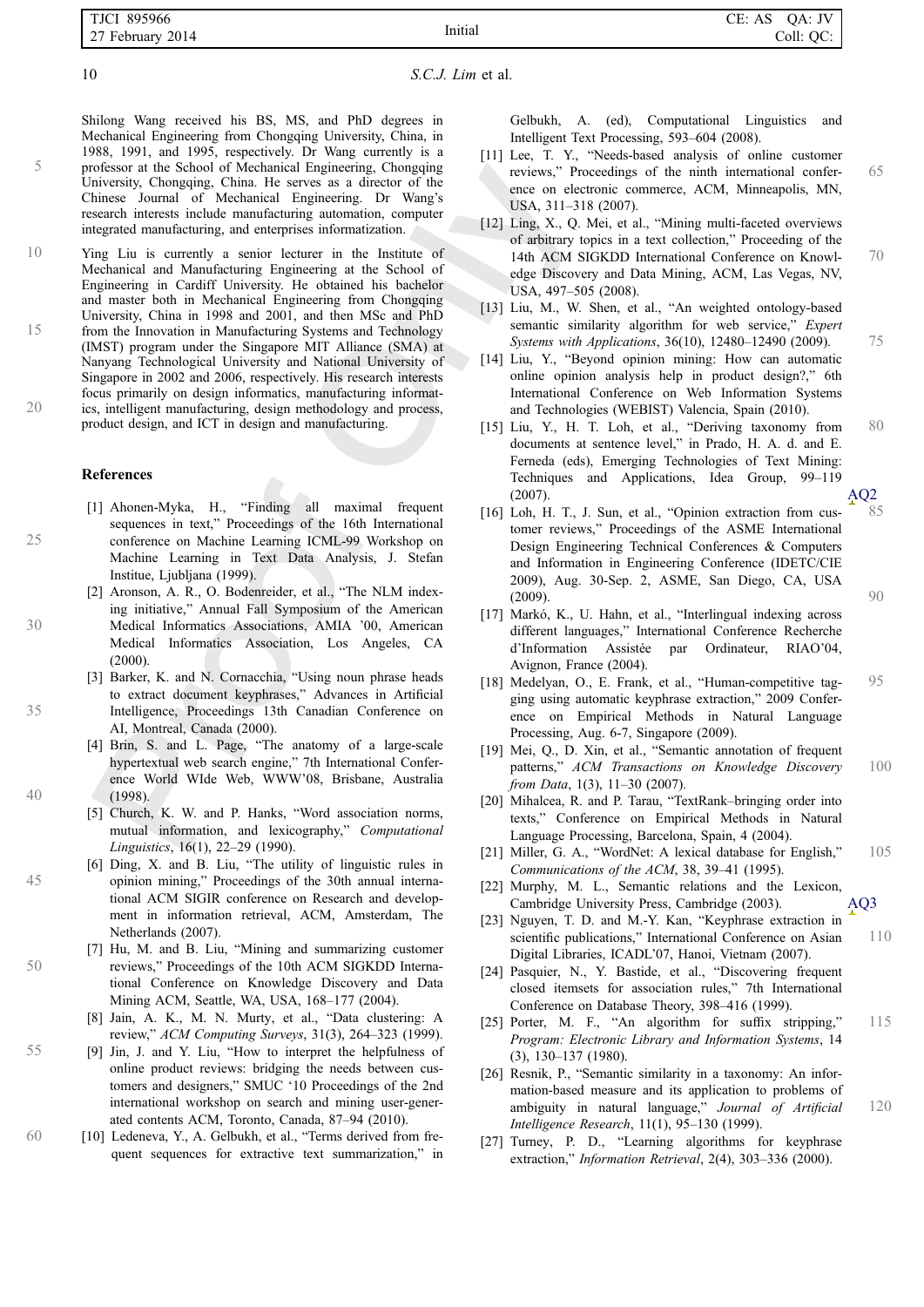Shilong Wang received his BS, MS, and PhD degrees in Mechanical Engineering from Chongqing University, China, in 1988, 1991, and 1995, respectively. Dr Wang currently is a professor at the School of Mechanical Engineering, Chongqing University, Chongqing, China. He serves as a director of the Chinese Journal of Mechanical Engineering. Dr Wang's research interests include manufacturing automation, computer integrated manufacturing, and enterprises informatization.

Ying Liu is currently a senior lecturer in the Institute of Mechanical and Manufacturing Engineering at the School of Engineering in Cardiff University. He obtained his bachelor and master both in Mechanical Engineering from Chongqing University, China in 1998 and 2001, and then MSc and PhD from the Innovation in Manufacturing Systems and Technology (IMST) program under the Singapore MIT Alliance (SMA) at Nanyang Technological University and National University of Singapore in 2002 and 2006, respectively. His research interests focus primarily on design informatics, manufacturing informatics, intelligent manufacturing, design methodology and process, product design, and ICT in design and manufacturing.

## References

[1] Ahonen-Myka, H., "Finding all maximal frequent sequences in text," Proceedings of the 16th International conference on Machine Learning ICML-99 Workshop on Machine Learning in Text Data Analysis, J. Stefan Institue, Ljubljana (1999).

[2] Aronson, A. R., O. Bodenreider, et al., "The NLM indexing initiative," Annual Fall Symposium of the American Medical Informatics Associations, AMIA '00, American Medical Informatics Association, Los Angeles, CA (2000).

[3] Barker, K. and N. Cornacchia, "Using noun phrase heads to extract document keyphrases," Advances in Artificial Intelligence, Proceedings 13th Canadian Conference on AI, Montreal, Canada (2000).

[4] Brin, S. and L. Page, "The anatomy of a large-scale hypertextual web search engine," 7th International Conference World WIde Web, WWW'08, Brisbane, Australia (1998).

[5] Church, K. W. and P. Hanks, "Word association norms, mutual information, and lexicography," *Computational Linguistics*, 16(1), 22–29 (1990).

[6] Ding, X. and B. Liu, "The utility of linguistic rules in opinion mining," Proceedings of the 30th annual international ACM SIGIR conference on Research and development in information retrieval, ACM, Amsterdam, The Netherlands (2007).

[7] Hu, M. and B. Liu, "Mining and summarizing customer reviews," Proceedings of the 10th ACM SIGKDD International Conference on Knowledge Discovery and Data Mining ACM, Seattle, WA, USA, 168–177 (2004).

[8] Jain, A. K., M. N. Murty, et al., "Data clustering: A review," *ACM Computing Surveys*, 31(3), 264–323 (1999).

[9] Jin, J. and Y. Liu, "How to interpret the helpfulness of online product reviews: bridging the needs between customers and designers," SMUC '10 Proceedings of the 2nd international workshop on search and mining user-generated contents ACM, Toronto, Canada, 87–94 (2010).

[10] Ledeneva, Y., A. Gelbukh, et al., "Terms derived from frequent sequences for extractive text summarization," in Gelbukh, A. (ed), Computational Linguistics and Intelligent Text Processing, 593–604 (2008).

[11] Lee, T. Y., "Needs-based analysis of online customer reviews," Proceedings of the ninth international conference on electronic commerce, ACM, Minneapolis, MN, USA, 311–318 (2007).

[12] Ling, X., Q. Mei, et al., "Mining multi-faceted overviews of arbitrary topics in a text collection," Proceeding of the 14th ACM SIGKDD International Conference on Knowledge Discovery and Data Mining, ACM, Las Vegas, NV, USA, 497–505 (2008).

[13] Liu, M., W. Shen, et al., "An weighted ontology-based semantic similarity algorithm for web service," *Expert Systems with Applications*, 36(10), 12480–12490 (2009).

[14] Liu, Y., "Beyond opinion mining: How can automatic online opinion analysis help in product design?," 6th International Conference on Web Information Systems and Technologies (WEBIST) Valencia, Spain (2010).

[15] Liu, Y., H. T. Loh, et al., "Deriving taxonomy from documents at sentence level," in Prado, H. A. d. and E. Ferneda (eds), Emerging Technologies of Text Mining: Techniques and Applications, Idea Group, 99–119 (2007). AQ2

[16] Loh, H. T., J. Sun, et al., "Opinion extraction from customer reviews," Proceedings of the ASME International Design Engineering Technical Conferences & Computers and Information in Engineering Conference (IDETC/CIE 2009), Aug. 30-Sep. 2, ASME, San Diego, CA, USA (2009).

[17] Markó, K., U. Hahn, et al., "Interlingual indexing across different languages," International Conference Recherche d'Information Assistée par Ordinateur, RIAO'04, Avignon, France (2004).

[18] Medelyan, O., E. Frank, et al., "Human-competitive tagging using automatic keyphrase extraction," 2009 Conference on Empirical Methods in Natural Language Processing, Aug. 6-7, Singapore (2009).

[19] Mei, Q., D. Xin, et al., "Semantic annotation of frequent patterns," *ACM Transactions on Knowledge Discovery from Data*, 1(3), 11–30 (2007).

[20] Mihalcea, R. and P. Tarau, "TextRank–bringing order into texts," Conference on Empirical Methods in Natural Language Processing, Barcelona, Spain, 4 (2004).

[21] Miller, G. A., "WordNet: A lexical database for English," *Communications of the ACM*, 38, 39–41 (1995).

[22] Murphy, M. L., Semantic relations and the Lexicon, Cambridge University Press, Cambridge (2003). AQ3

[23] Nguyen, T. D. and M.-Y. Kan, "Keyphrase extraction in scientific publications," International Conference on Asian Digital Libraries, ICADL'07, Hanoi, Vietnam (2007).

[24] Pasquier, N., Y. Bastide, et al., "Discovering frequent closed itemsets for association rules," 7th International Conference on Database Theory, 398–416 (1999).

[25] Porter, M. F., "An algorithm for suffix stripping," *Program: Electronic Library and Information Systems*, 14 (3), 130–137 (1980).

[26] Resnik, P., "Semantic similarity in a taxonomy: An information-based measure and its application to problems of ambiguity in natural language," *Journal of Artificial Intelligence Research*, 11(1), 95–130 (1999).

[27] Turney, P. D., "Learning algorithms for keyphrase extraction," *Information Retrieval*, 2(4), 303–336 (2000).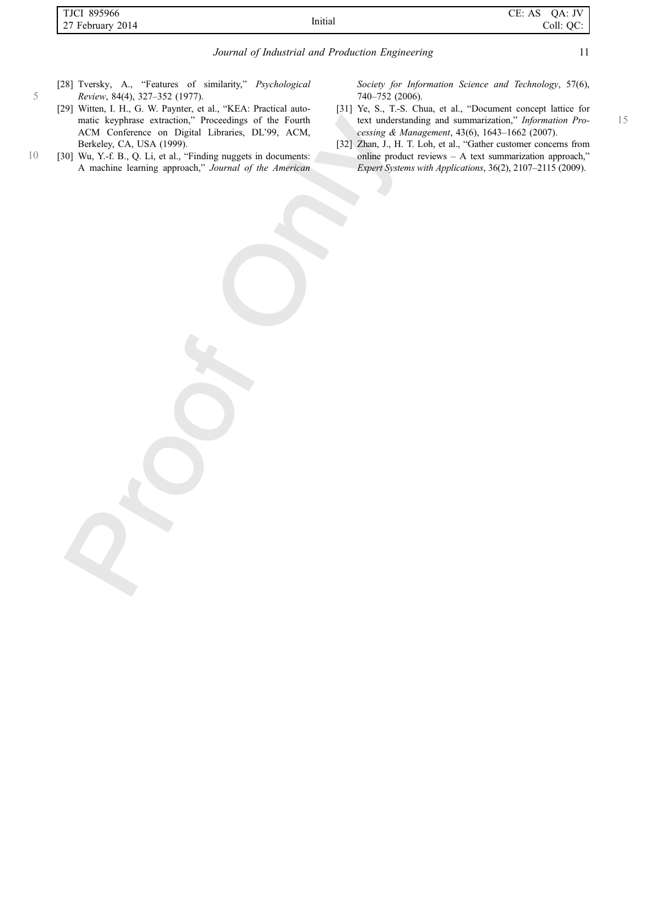[28] Tversky, A., "Features of similarity," *Psychological Review*, 84(4), 327–352 (1977).

[29] Witten, I. H., G. W. Paynter, et al., "KEA: Practical automatic keyphrase extraction," Proceedings of the Fourth ACM Conference on Digital Libraries, DL'99, ACM, Berkeley, CA, USA (1999).

[30] Wu, Y.-f. B., Q. Li, et al., "Finding nuggets in documents: A machine learning approach," *Journal of the American Society for Information Science and Technology*, 57(6), 740–752 (2006).

[31] Ye, S., T.-S. Chua, et al., "Document concept lattice for text understanding and summarization," *Information Processing & Management*, 43(6), 1643–1662 (2007).

[32] Zhan, J., H. T. Loh, et al., "Gather customer concerns from online product reviews – A text summarization approach," *Expert Systems with Applications*, 36(2), 2107–2115 (2009).